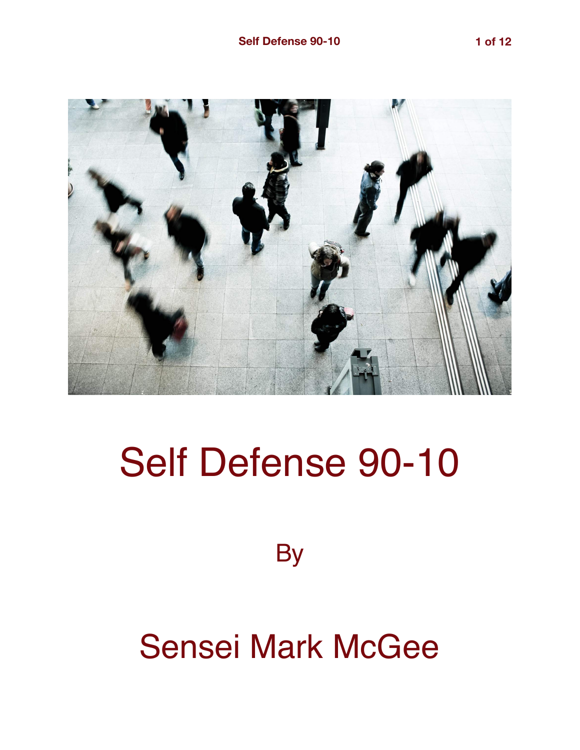# Self Defense 90-10

By

## Sensei Mark McGee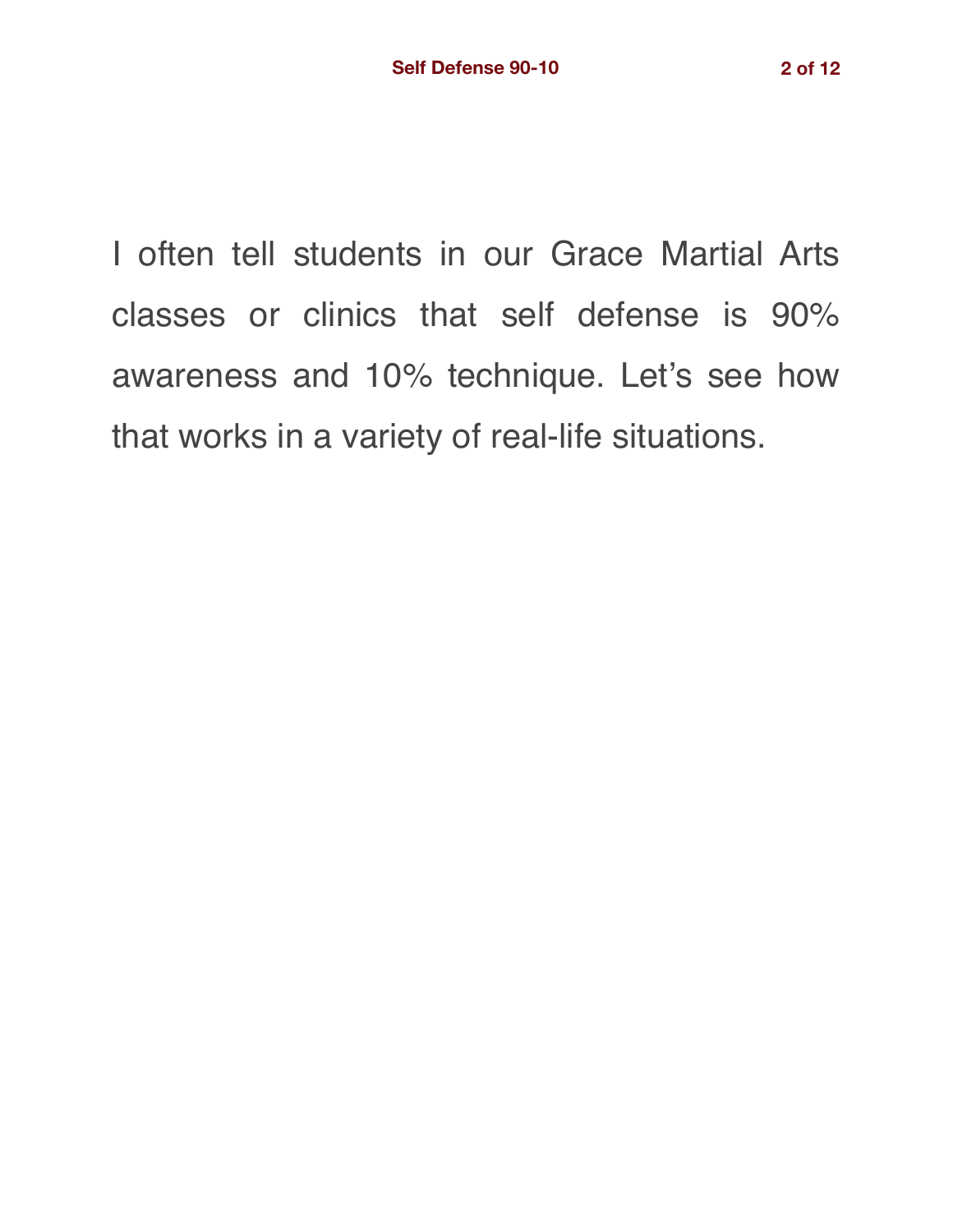I often tell students in our Grace Martial Arts classes or clinics that self defense is 90% awareness and 10% technique. Let's see how that works in a variety of real-life situations.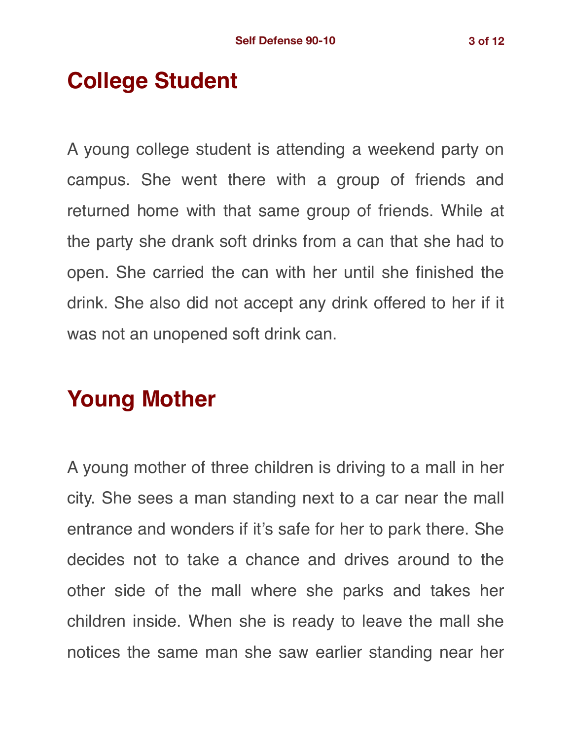## College Student

A young college student is attending a weekend party on campus. She went there with a group of friends and returned home with that same group of friends. While at the party she drank soft drinks from a can that she had to open. She carried the can with her until she finished the drink. She also did not accept any drink offered to her if it was not an unopened soft drink can.

## Young Mother

A young mother of three children is driving to a mall in her city. She sees a man standing next to a car near the mall entrance and wonders if it's safe for her to park there. She decides not to take a chance and drives around to the other side of the mall where she parks and takes her children inside. When she is ready to leave the mall she notices the same man she saw earlier standing near her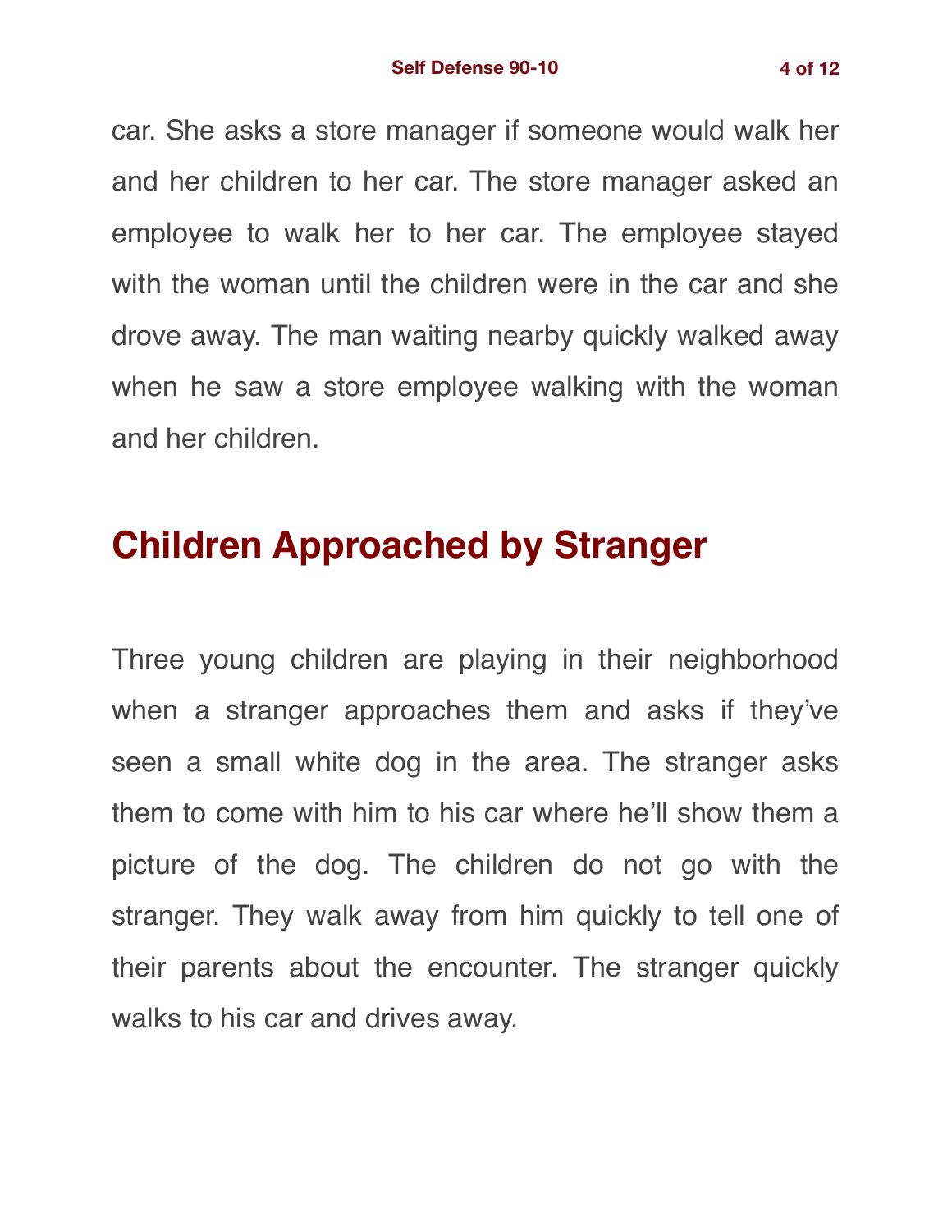car. She asks a store manager if someone would walk her and her children to her car. The store manager asked an employee to walk her to her car. The employee stayed with the woman until the children were in the car and she drove away. The man waiting nearby quickly walked away when he saw a store employee walking with the woman and her children.

## Children Approached by Stranger

Three young children are playing in their neighborhood when a stranger approaches them and asks if they've seen a small white dog in the area. The stranger asks them to come with him to his car where he'll show them a picture of the dog. The children do not go with the stranger. They walk away from him quickly to tell one of their parents about the encounter. The stranger quickly walks to his car and drives away.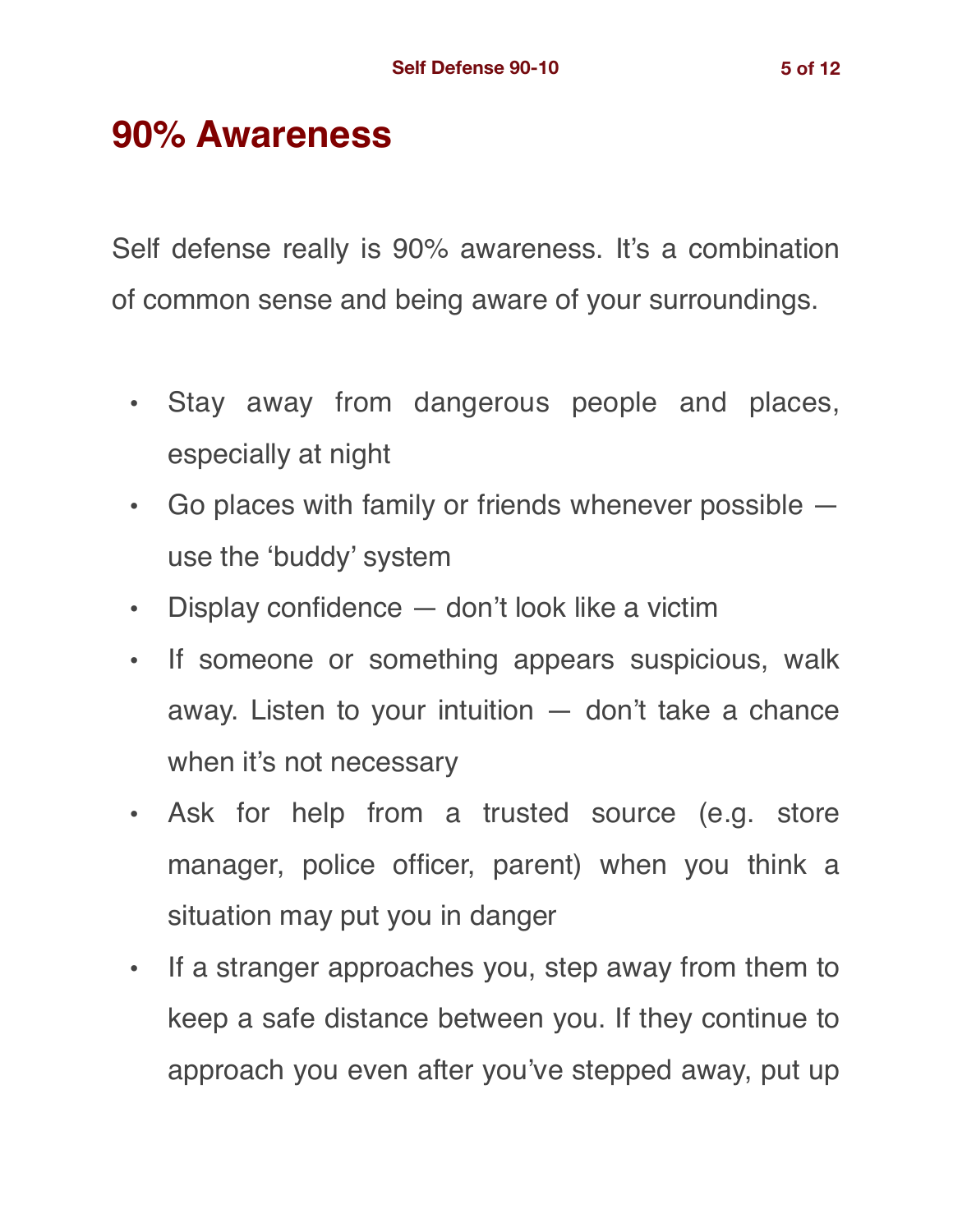# 90% Awareness

Self defense really is 90% awareness. It's a combination of common sense and being aware of your surroundings.

- Stay away from dangerous people and places, especially at night
- Go places with family or friends whenever possible — use the 'buddy' system
- Display confidence — don't look like a victim
- If someone or something appears suspicious, walk away. Listen to your intuition — don't take a chance when it's not necessary
- Ask for help from a trusted source (e.g. store manager, police officer, parent) when you think a situation may put you in danger
- If a stranger approaches you, step away from them to keep a safe distance between you. If they continue to approach you even after you've stepped away, put up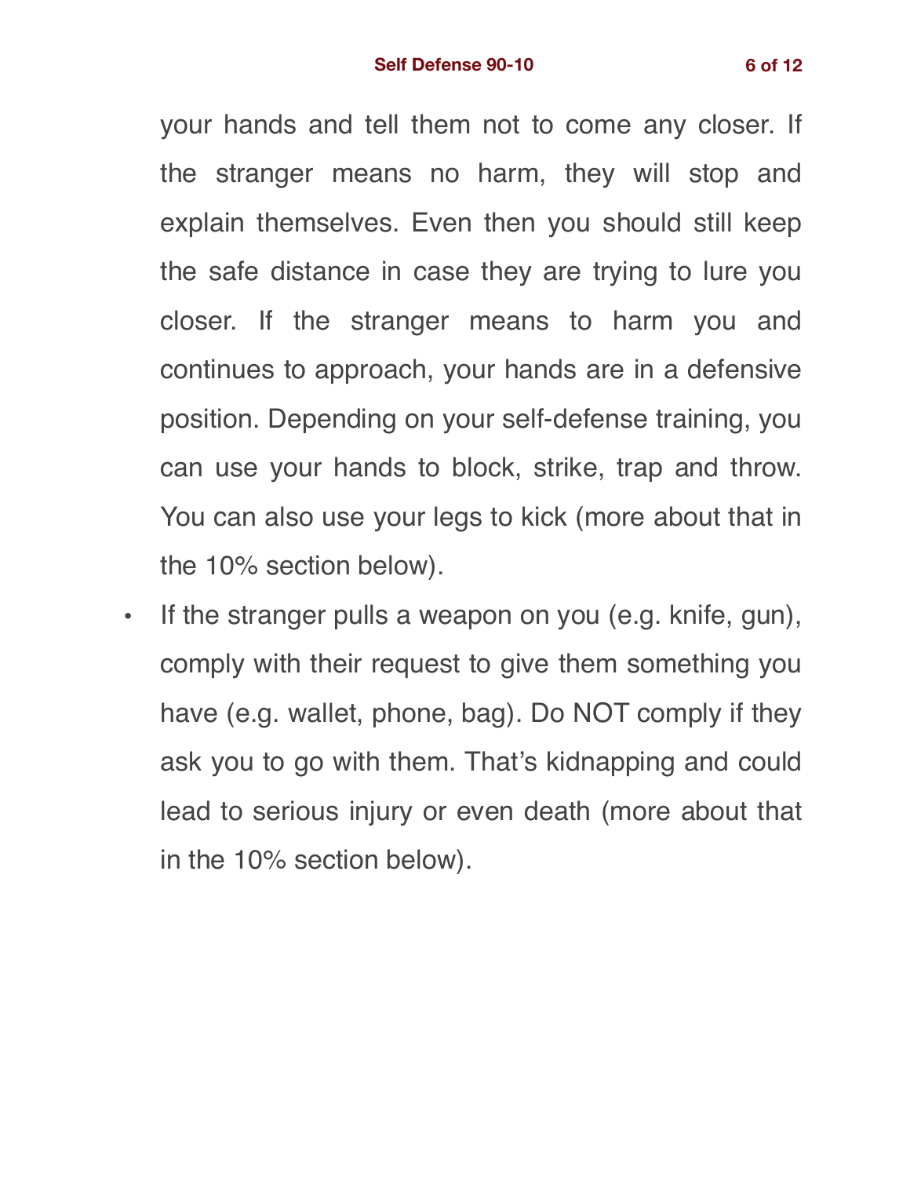your hands and tell them not to come any closer. If the stranger means no harm, they will stop and explain themselves. Even then you should still keep the safe distance in case they are trying to lure you closer. If the stranger means to harm you and continues to approach, your hands are in a defensive position. Depending on your self-defense training, you can use your hands to block, strike, trap and throw. You can also use your legs to kick (more about that in the 10% section below).

- If the stranger pulls a weapon on you (e.g. knife, gun), comply with their request to give them something you have (e.g. wallet, phone, bag). Do NOT comply if they ask you to go with them. That's kidnapping and could lead to serious injury or even death (more about that in the 10% section below).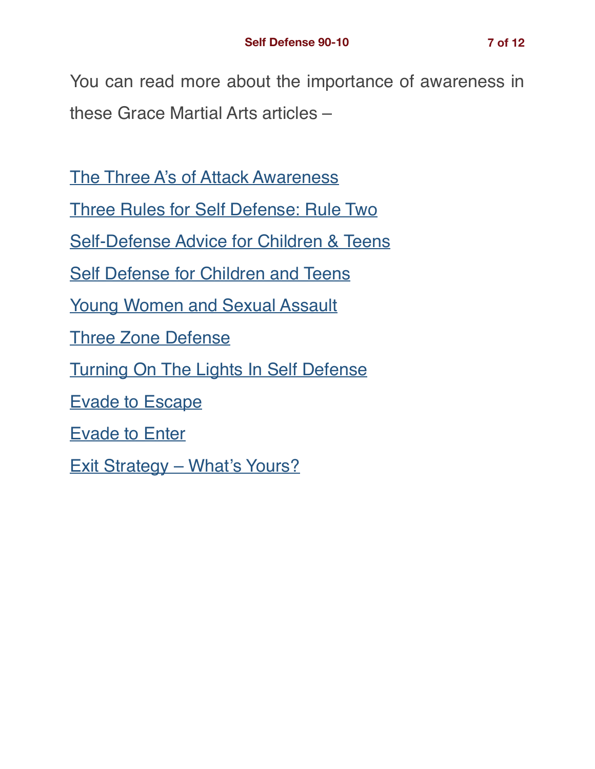You can read more about the importance of awareness in these Grace Martial Arts articles –

The Three A's of Attack Awareness

Three Rules for Self Defense: Rule Two

Self-Defense Advice for Children & Teens

Self Defense for Children and Teens

Young Women and Sexual Assault

Three Zone Defense

Turning On The Lights In Self Defense

Evade to Escape

Evade to Enter

Exit Strategy – What's Yours?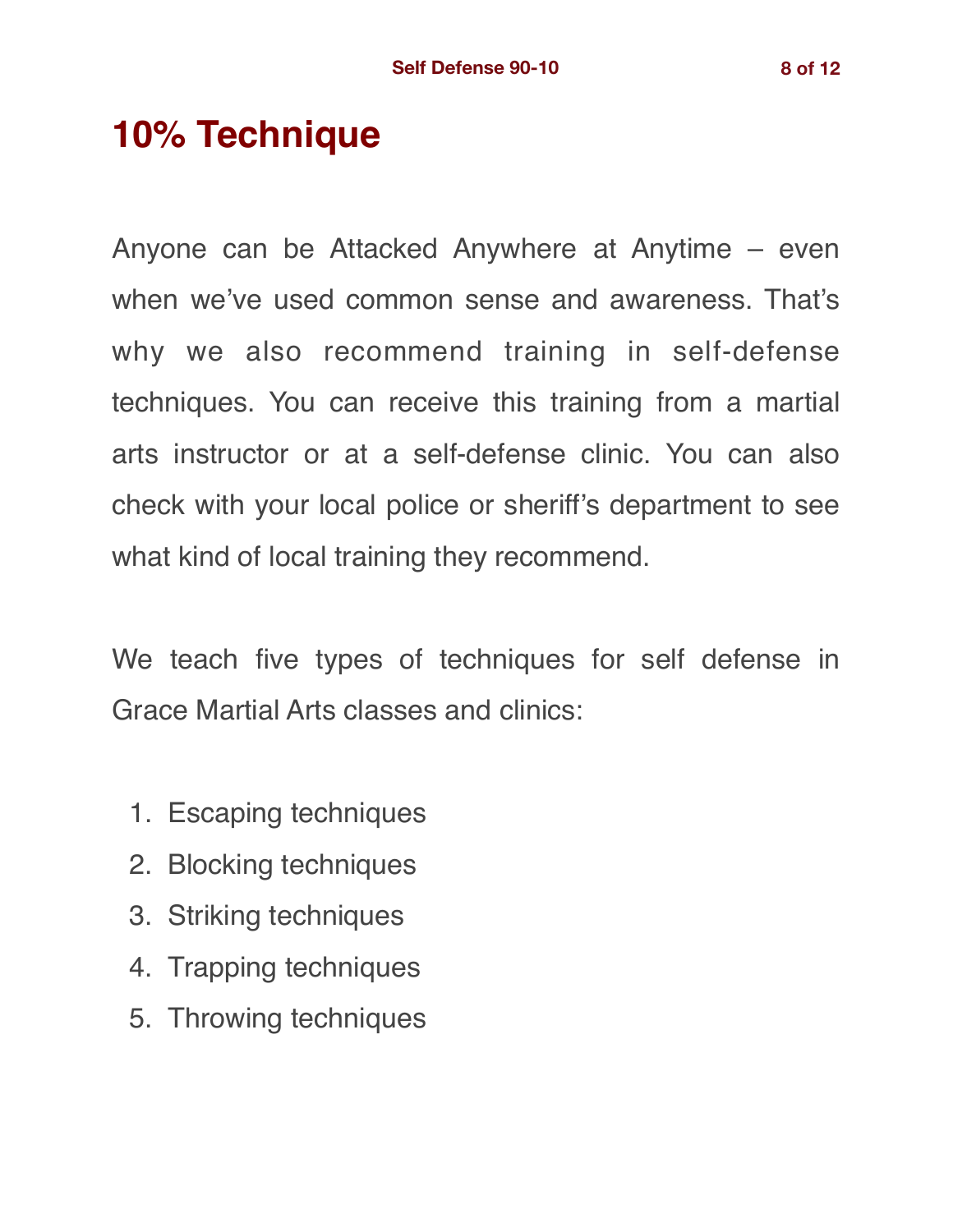# 10% Technique

Anyone can be Attacked Anywhere at Anytime – even when we've used common sense and awareness. That's why we also recommend training in self-defense techniques. You can receive this training from a martial arts instructor or at a self-defense clinic. You can also check with your local police or sheriff's department to see what kind of local training they recommend.

We teach five types of techniques for self defense in Grace Martial Arts classes and clinics:

1. Escaping techniques
2. Blocking techniques
3. Striking techniques
4. Trapping techniques
5. Throwing techniques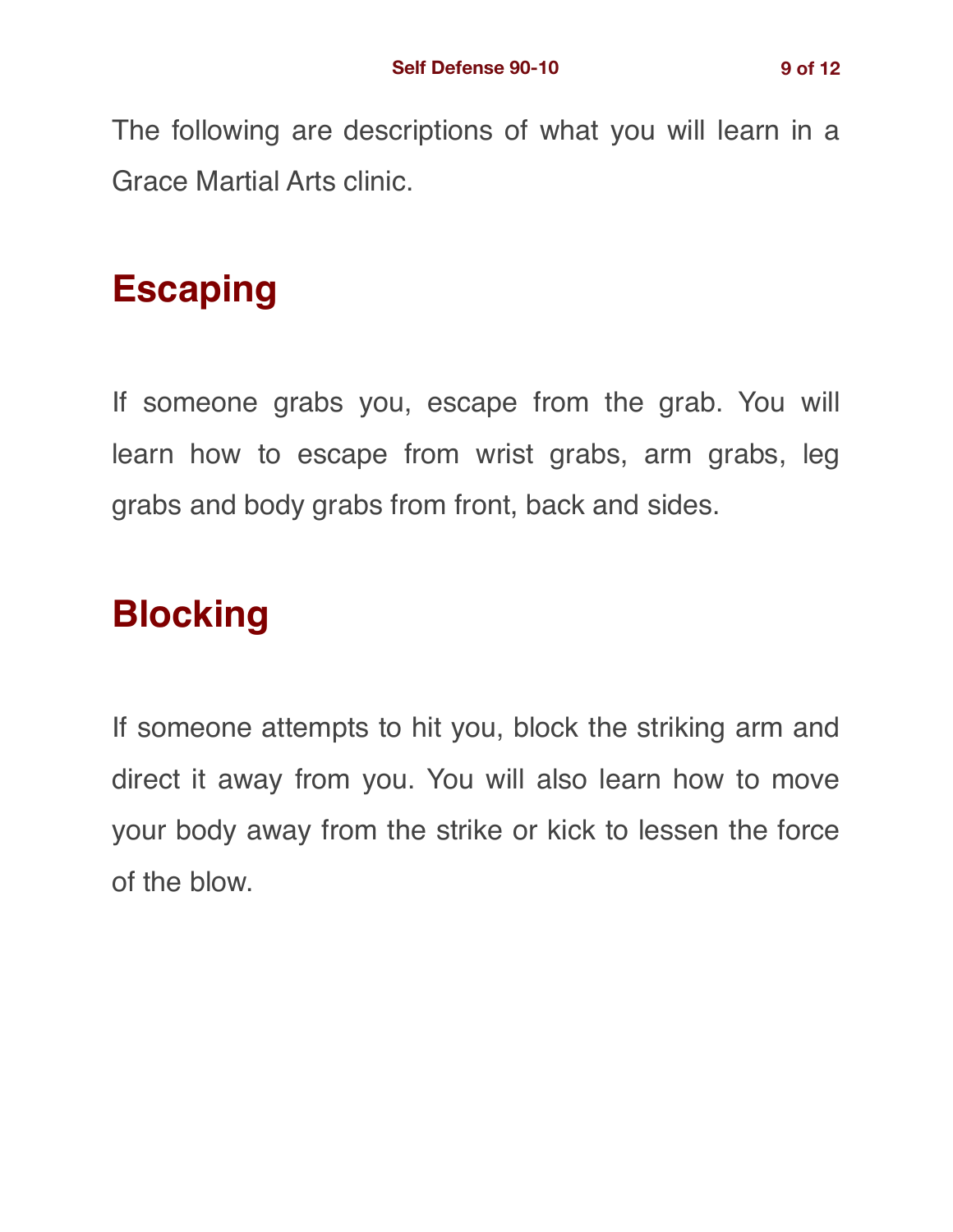The following are descriptions of what you will learn in a Grace Martial Arts clinic.

## Escaping

If someone grabs you, escape from the grab. You will learn how to escape from wrist grabs, arm grabs, leg grabs and body grabs from front, back and sides.

## Blocking

If someone attempts to hit you, block the striking arm and direct it away from you. You will also learn how to move your body away from the strike or kick to lessen the force of the blow.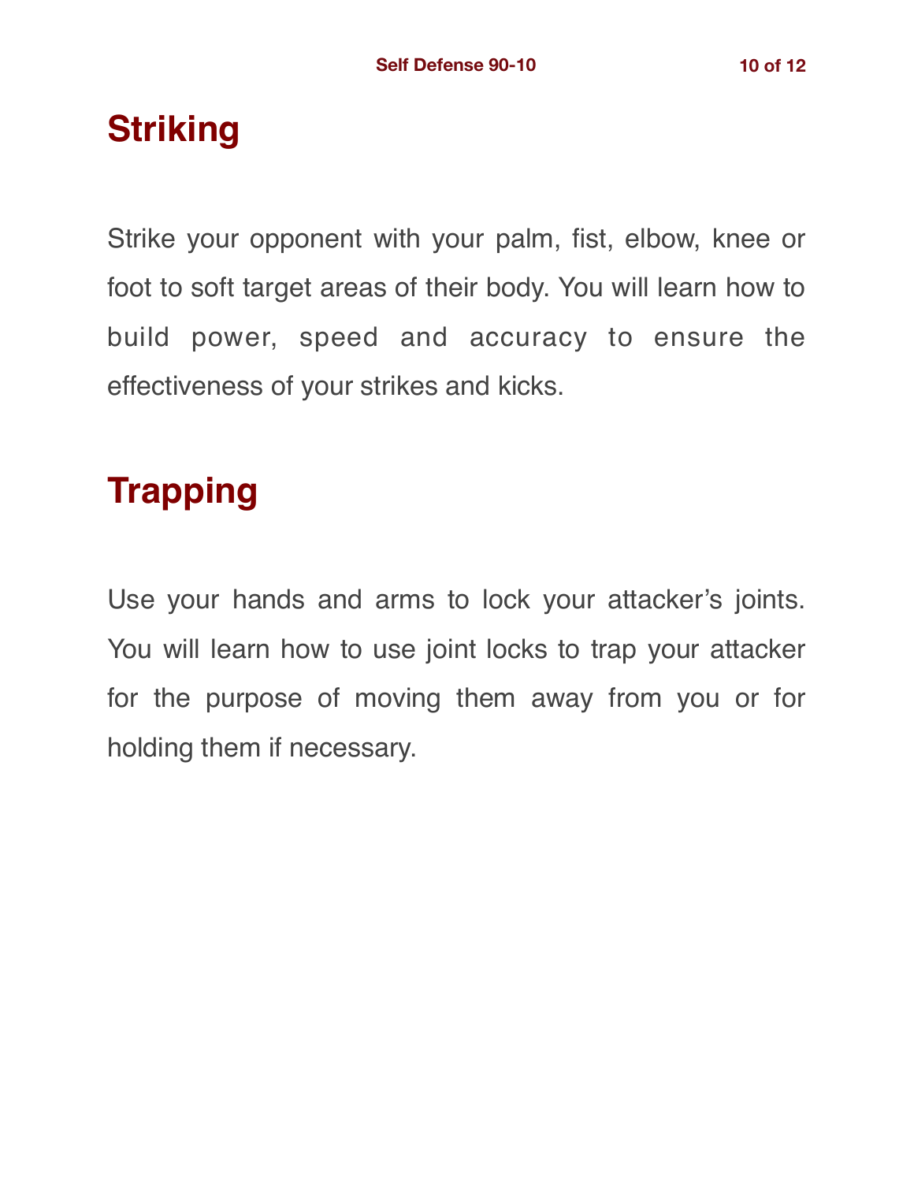## Striking

Strike your opponent with your palm, fist, elbow, knee or foot to soft target areas of their body. You will learn how to build power, speed and accuracy to ensure the effectiveness of your strikes and kicks.

## Trapping

Use your hands and arms to lock your attacker's joints. You will learn how to use joint locks to trap your attacker for the purpose of moving them away from you or for holding them if necessary.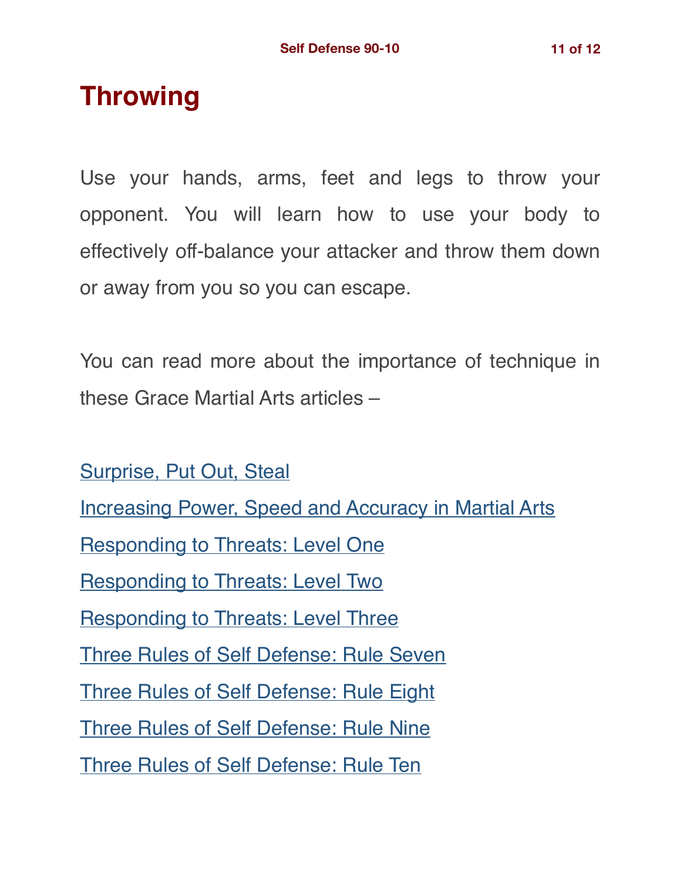# Throwing

Use your hands, arms, feet and legs to throw your opponent. You will learn how to use your body to effectively off-balance your attacker and throw them down or away from you so you can escape.

You can read more about the importance of technique in these Grace Martial Arts articles –

Surprise, Put Out, Steal
Increasing Power, Speed and Accuracy in Martial Arts
Responding to Threats: Level One
Responding to Threats: Level Two
Responding to Threats: Level Three
Three Rules of Self Defense: Rule Seven
Three Rules of Self Defense: Rule Eight
Three Rules of Self Defense: Rule Nine
Three Rules of Self Defense: Rule Ten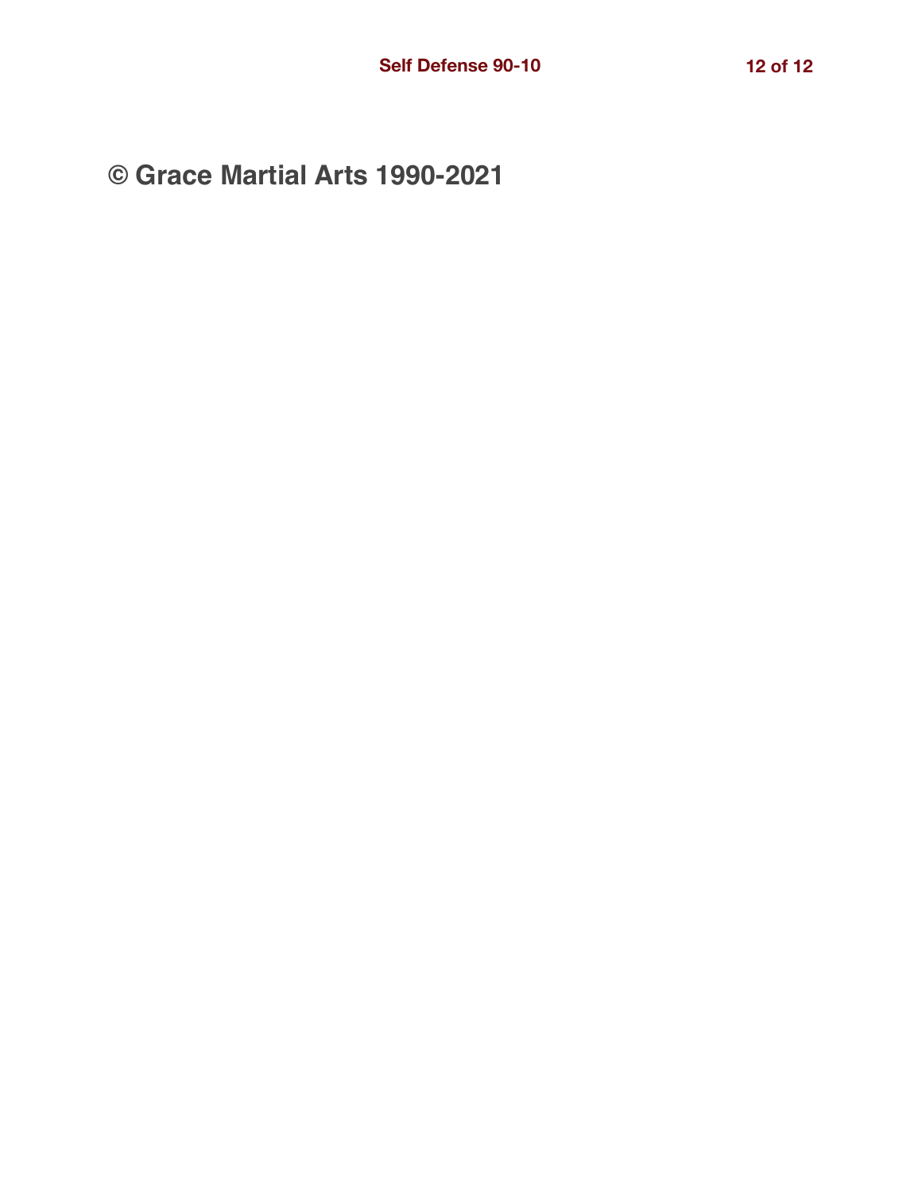**© Grace Martial Arts 1990-2021**